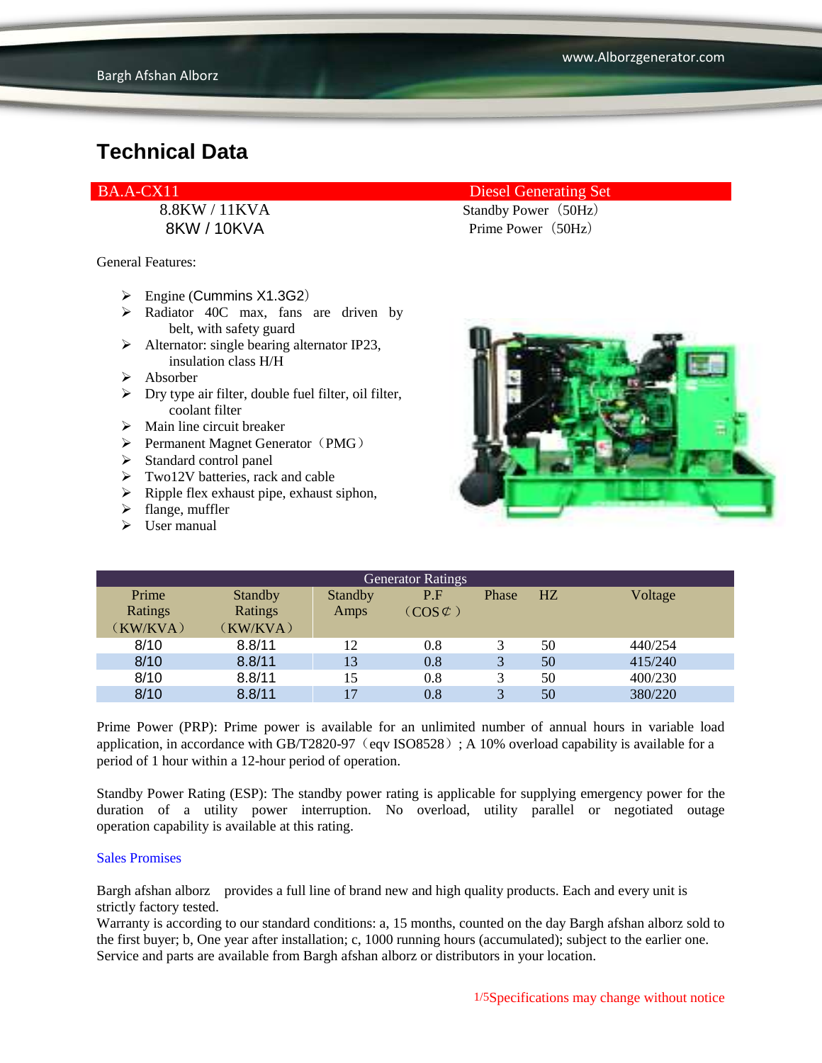# Technical Data

| BA.A-CX11 | Diesel Generating Set |
| --- | --- |
| 8.8KW / 11KVA | Standby Power（50Hz） |
| 8KW / 10KVA | Prime Power（50Hz） |

General Features:

- Engine (Cummins X1.3G2）
- Radiator 40C max, fans are driven by belt, with safety guard
- Alternator: single bearing alternator IP23, insulation class H/H
- Absorber
- Dry type air filter, double fuel filter, oil filter, coolant filter
- Main line circuit breaker
- Permanent Magnet Generator（PMG）
- Standard control panel
- Two12V batteries, rack and cable
- Ripple flex exhaust pipe, exhaust siphon,
- flange, muffler
- User manual

| Generator Ratings | | | | | | |
| --- | --- | --- | --- | --- | --- | --- |
| Prime Ratings（KW/KVA） | Standby Ratings（KW/KVA） | Standby Amps | P.F（COS¢） | Phase | HZ | Voltage |
| 8/10 | 8.8/11 | 12 | 0.8 | 3 | 50 | 440/254 |
| 8/10 | 8.8/11 | 13 | 0.8 | 3 | 50 | 415/240 |
| 8/10 | 8.8/11 | 15 | 0.8 | 3 | 50 | 400/230 |
| 8/10 | 8.8/11 | 17 | 0.8 | 3 | 50 | 380/220 |

Prime Power (PRP): Prime power is available for an unlimited number of annual hours in variable load application, in accordance with GB/T2820-97（eqv ISO8528）; A 10% overload capability is available for a period of 1 hour within a 12-hour period of operation.

Standby Power Rating (ESP): The standby power rating is applicable for supplying emergency power for the duration of a utility power interruption. No overload, utility parallel or negotiated outage operation capability is available at this rating.

Sales Promises

Bargh afshan alborz provides a full line of brand new and high quality products. Each and every unit is strictly factory tested.
Warranty is according to our standard conditions: a, 15 months, counted on the day Bargh afshan alborz sold to the first buyer; b, One year after installation; c, 1000 running hours (accumulated); subject to the earlier one. Service and parts are available from Bargh afshan alborz or distributors in your location.

Specifications may change without notice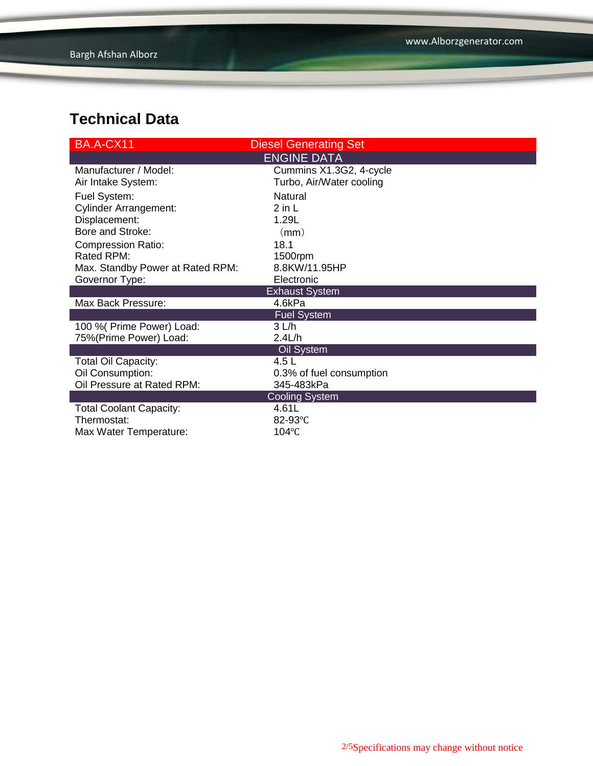## Technical Data

| BA.A-CX11 | Diesel Generating Set |
| --- | --- |
| **ENGINE DATA** | |
| Manufacturer / Model: | Cummins X1.3G2, 4-cycle |
| Air Intake System: | Turbo, Air/Water cooling |
| Fuel System: | Natural |
| Cylinder Arrangement: | 2 in L |
| Displacement: | 1.29L |
| Bore and Stroke: | （mm） |
| Compression Ratio: | 18.1 |
| Rated RPM: | 1500rpm |
| Max. Standby Power at Rated RPM: | 8.8KW/11.95HP |
| Governor Type: | Electronic |
| **Exhaust System** | |
| Max Back Pressure: | 4.6kPa |
| **Fuel System** | |
| 100 %( Prime Power) Load: | 3 L/h |
| 75%(Prime Power) Load: | 2.4L/h |
| **Oil System** | |
| Total Oil Capacity: | 4.5 L |
| Oil Consumption: | 0.3% of fuel consumption |
| Oil Pressure at Rated RPM: | 345-483kPa |
| **Cooling System** | |
| Total Coolant Capacity: | 4.61L |
| Thermostat: | 82-93℃ |
| Max Water Temperature: | 104℃ |

Specifications may change without notice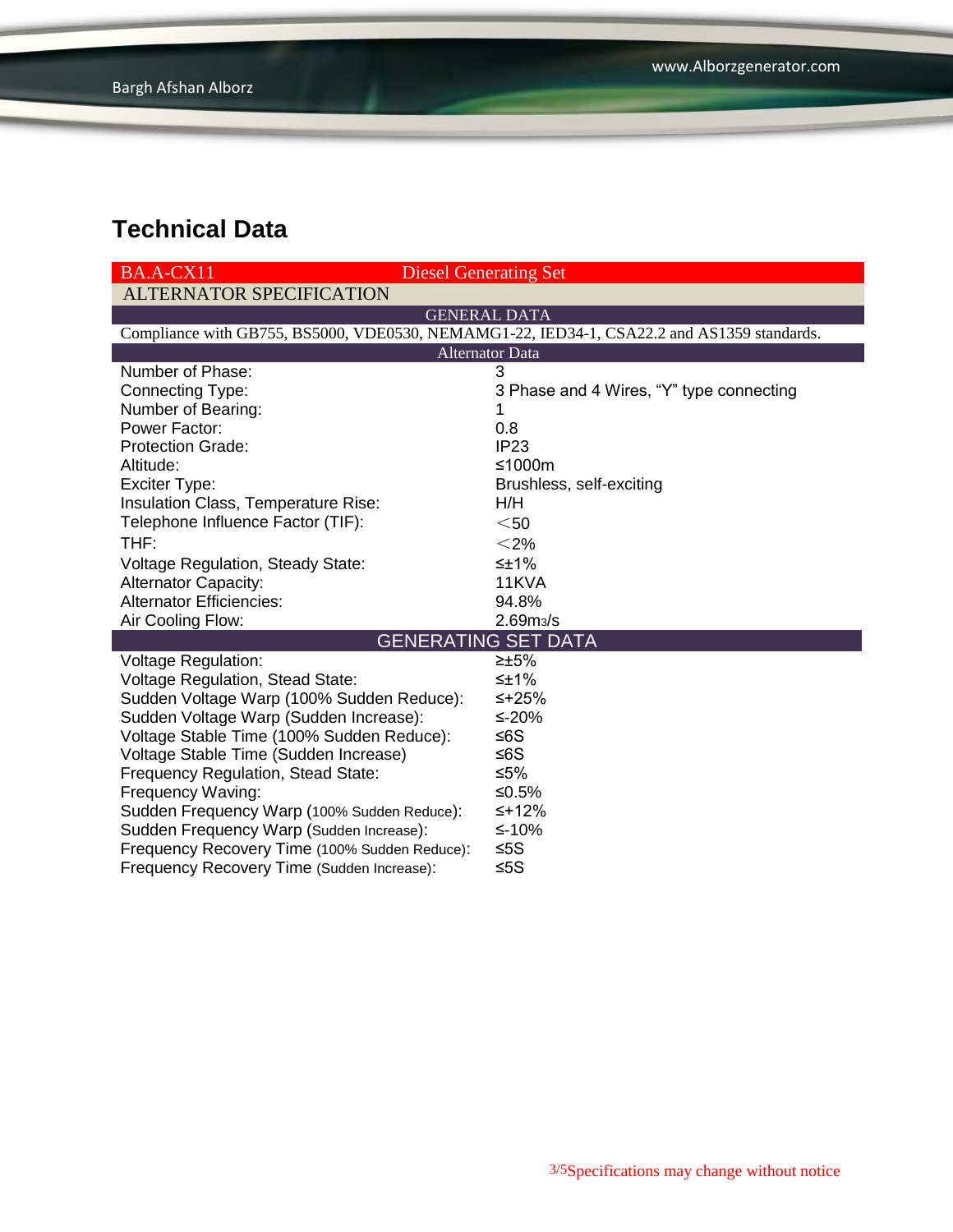## Technical Data

| BA.A-CX11 | Diesel Generating Set |
|---|---|
| ALTERNATOR SPECIFICATION | |
| GENERAL DATA | |
| Compliance with GB755, BS5000, VDE0530, NEMAMG1-22, IED34-1, CSA22.2 and AS1359 standards. | |
| Alternator Data | |
| Number of Phase: | 3 |
| Connecting Type: | 3 Phase and 4 Wires, "Y" type connecting |
| Number of Bearing: | 1 |
| Power Factor: | 0.8 |
| Protection Grade: | IP23 |
| Altitude: | ≤1000m |
| Exciter Type: | Brushless, self-exciting |
| Insulation Class, Temperature Rise: | H/H |
| Telephone Influence Factor (TIF): | ＜50 |
| THF: | ＜2% |
| Voltage Regulation, Steady State: | ≤±1% |
| Alternator Capacity: | 11KVA |
| Alternator Efficiencies: | 94.8% |
| Air Cooling Flow: | 2.69m3/s |
| GENERATING SET DATA | |
| Voltage Regulation: | ≥±5% |
| Voltage Regulation, Stead State: | ≤±1% |
| Sudden Voltage Warp (100% Sudden Reduce): | ≤+25% |
| Sudden Voltage Warp (Sudden Increase): | ≤-20% |
| Voltage Stable Time (100% Sudden Reduce): | ≤6S |
| Voltage Stable Time (Sudden Increase) | ≤6S |
| Frequency Regulation, Stead State: | ≤5% |
| Frequency Waving: | ≤0.5% |
| Sudden Frequency Warp (100% Sudden Reduce): | ≤+12% |
| Sudden Frequency Warp (Sudden Increase): | ≤-10% |
| Frequency Recovery Time (100% Sudden Reduce): | ≤5S |
| Frequency Recovery Time (Sudden Increase): | ≤5S |

Specifications may change without notice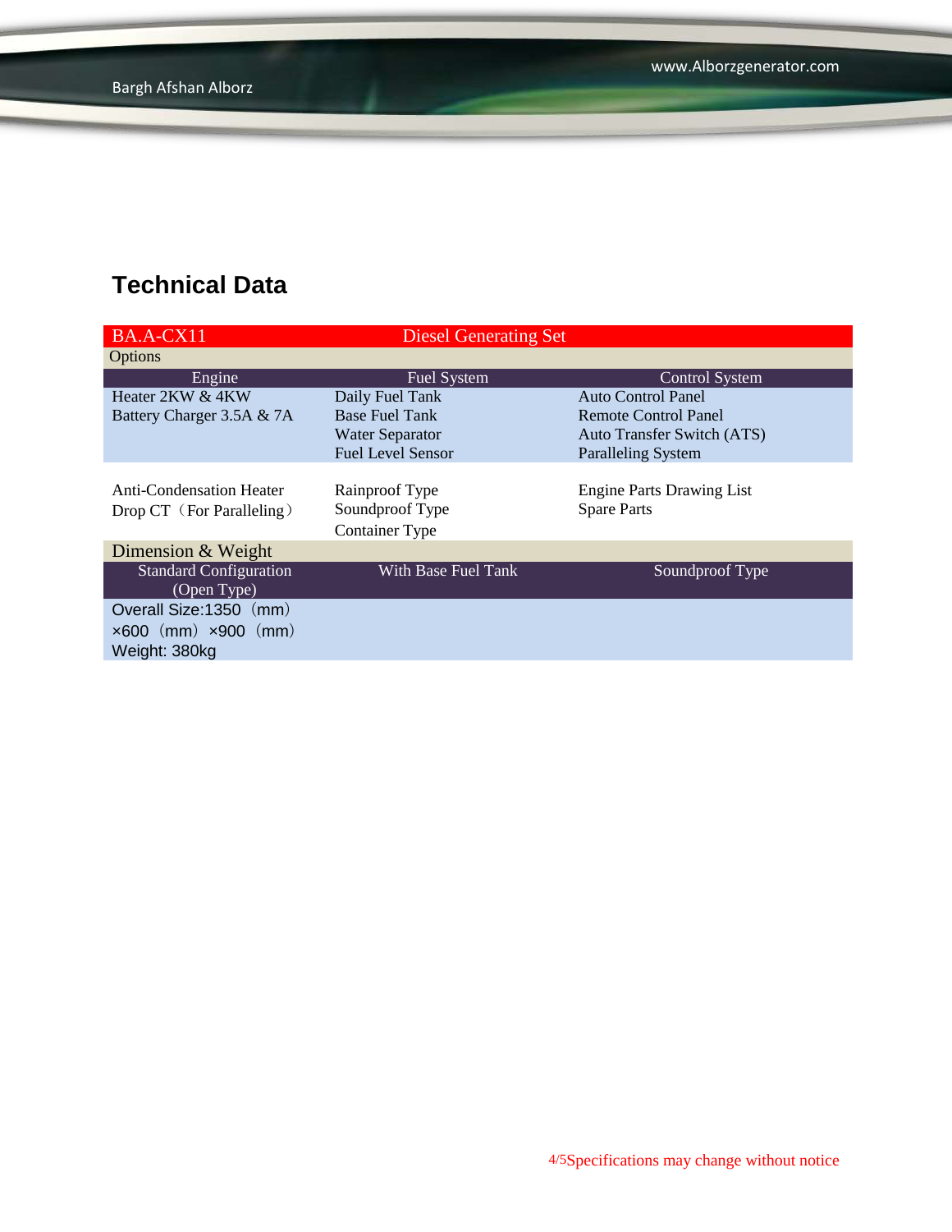## Technical Data

| BA.A-CX11 | Diesel Generating Set | |
|---|---|---|
| Options | | |
| Engine | Fuel System | Control System |
| Heater 2KW & 4KW<br>Battery Charger 3.5A & 7A | Daily Fuel Tank<br>Base Fuel Tank<br>Water Separator<br>Fuel Level Sensor | Auto Control Panel<br>Remote Control Panel<br>Auto Transfer Switch (ATS)<br>Paralleling System |
| Anti-Condensation Heater<br>Drop CT（For Paralleling） | Rainproof Type<br>Soundproof Type<br>Container Type | Engine Parts Drawing List<br>Spare Parts |
| Dimension & Weight | | |
| Standard Configuration (Open Type) | With Base Fuel Tank | Soundproof Type |
| Overall Size:1350（mm）×600（mm）×900（mm）<br>Weight: 380kg | | |

Specifications may change without notice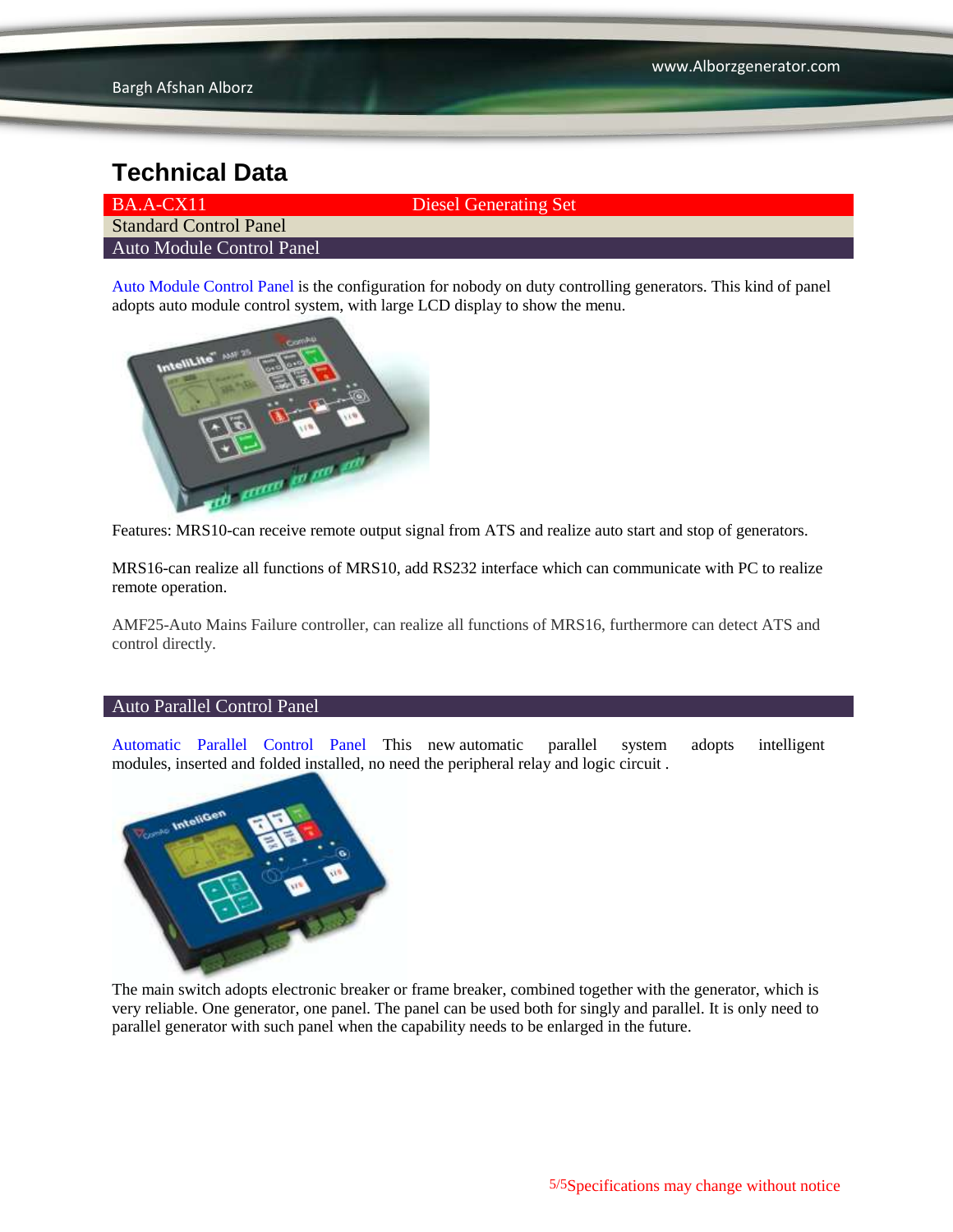## Technical Data

| BA.A-CX11 | Diesel Generating Set |
|---|---|

Standard Control Panel

### Auto Module Control Panel

Auto Module Control Panel is the configuration for nobody on duty controlling generators. This kind of panel adopts auto module control system, with large LCD display to show the menu.

Features: MRS10-can receive remote output signal from ATS and realize auto start and stop of generators.

MRS16-can realize all functions of MRS10, add RS232 interface which can communicate with PC to realize remote operation.

AMF25-Auto Mains Failure controller, can realize all functions of MRS16, furthermore can detect ATS and control directly.

### Auto Parallel Control Panel

Automatic Parallel Control Panel This new automatic parallel system adopts intelligent modules, inserted and folded installed, no need the peripheral relay and logic circuit .

The main switch adopts electronic breaker or frame breaker, combined together with the generator, which is very reliable. One generator, one panel. The panel can be used both for singly and parallel. It is only need to parallel generator with such panel when the capability needs to be enlarged in the future.

Specifications may change without notice